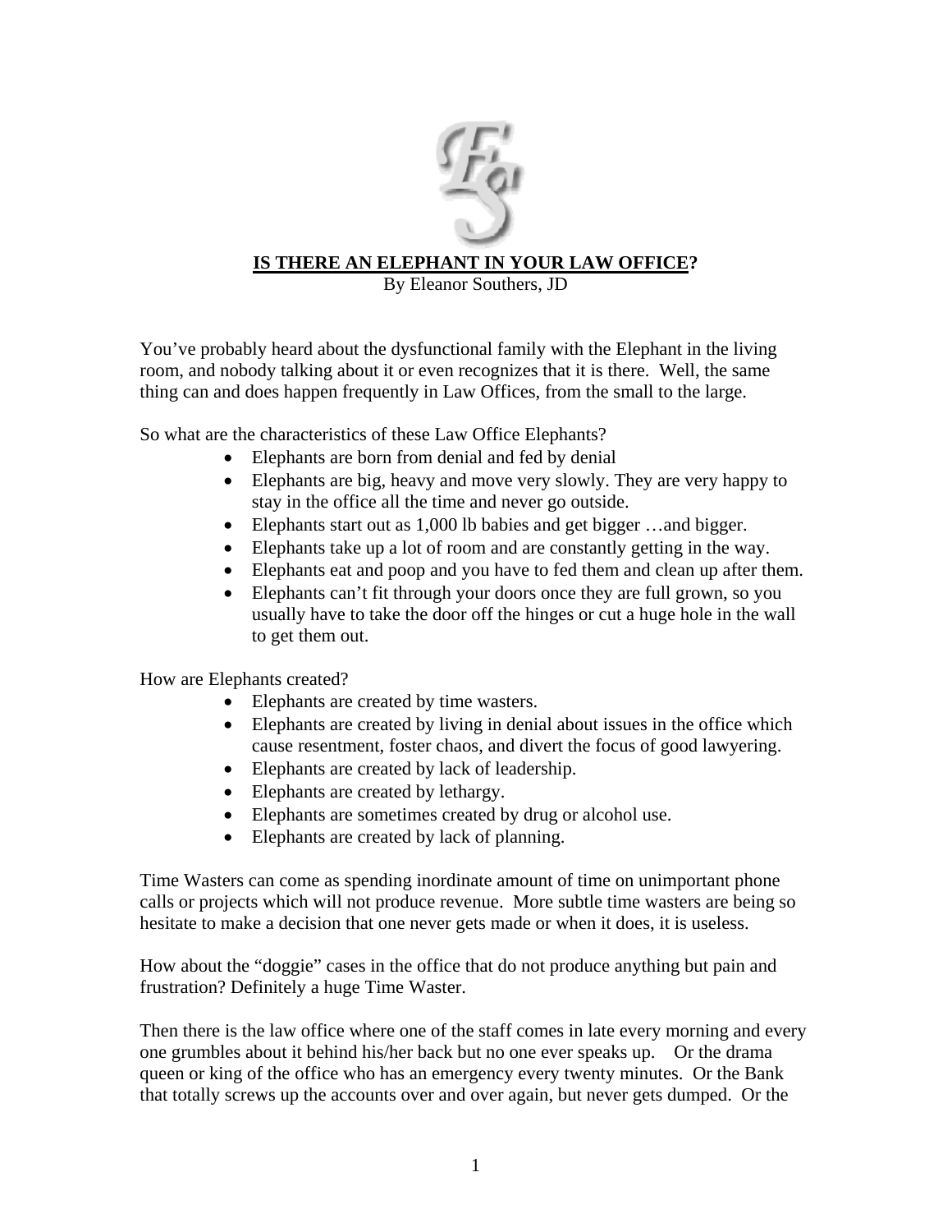# IS THERE AN ELEPHANT IN YOUR LAW OFFICE?

By Eleanor Southers, JD

You've probably heard about the dysfunctional family with the Elephant in the living room, and nobody talking about it or even recognizes that it is there. Well, the same thing can and does happen frequently in Law Offices, from the small to the large.

So what are the characteristics of these Law Office Elephants?

- Elephants are born from denial and fed by denial
- Elephants are big, heavy and move very slowly. They are very happy to stay in the office all the time and never go outside.
- Elephants start out as 1,000 lb babies and get bigger …and bigger.
- Elephants take up a lot of room and are constantly getting in the way.
- Elephants eat and poop and you have to fed them and clean up after them.
- Elephants can't fit through your doors once they are full grown, so you usually have to take the door off the hinges or cut a huge hole in the wall to get them out.

How are Elephants created?

- Elephants are created by time wasters.
- Elephants are created by living in denial about issues in the office which cause resentment, foster chaos, and divert the focus of good lawyering.
- Elephants are created by lack of leadership.
- Elephants are created by lethargy.
- Elephants are sometimes created by drug or alcohol use.
- Elephants are created by lack of planning.

Time Wasters can come as spending inordinate amount of time on unimportant phone calls or projects which will not produce revenue. More subtle time wasters are being so hesitate to make a decision that one never gets made or when it does, it is useless.

How about the "doggie" cases in the office that do not produce anything but pain and frustration? Definitely a huge Time Waster.

Then there is the law office where one of the staff comes in late every morning and every one grumbles about it behind his/her back but no one ever speaks up. Or the drama queen or king of the office who has an emergency every twenty minutes. Or the Bank that totally screws up the accounts over and over again, but never gets dumped. Or the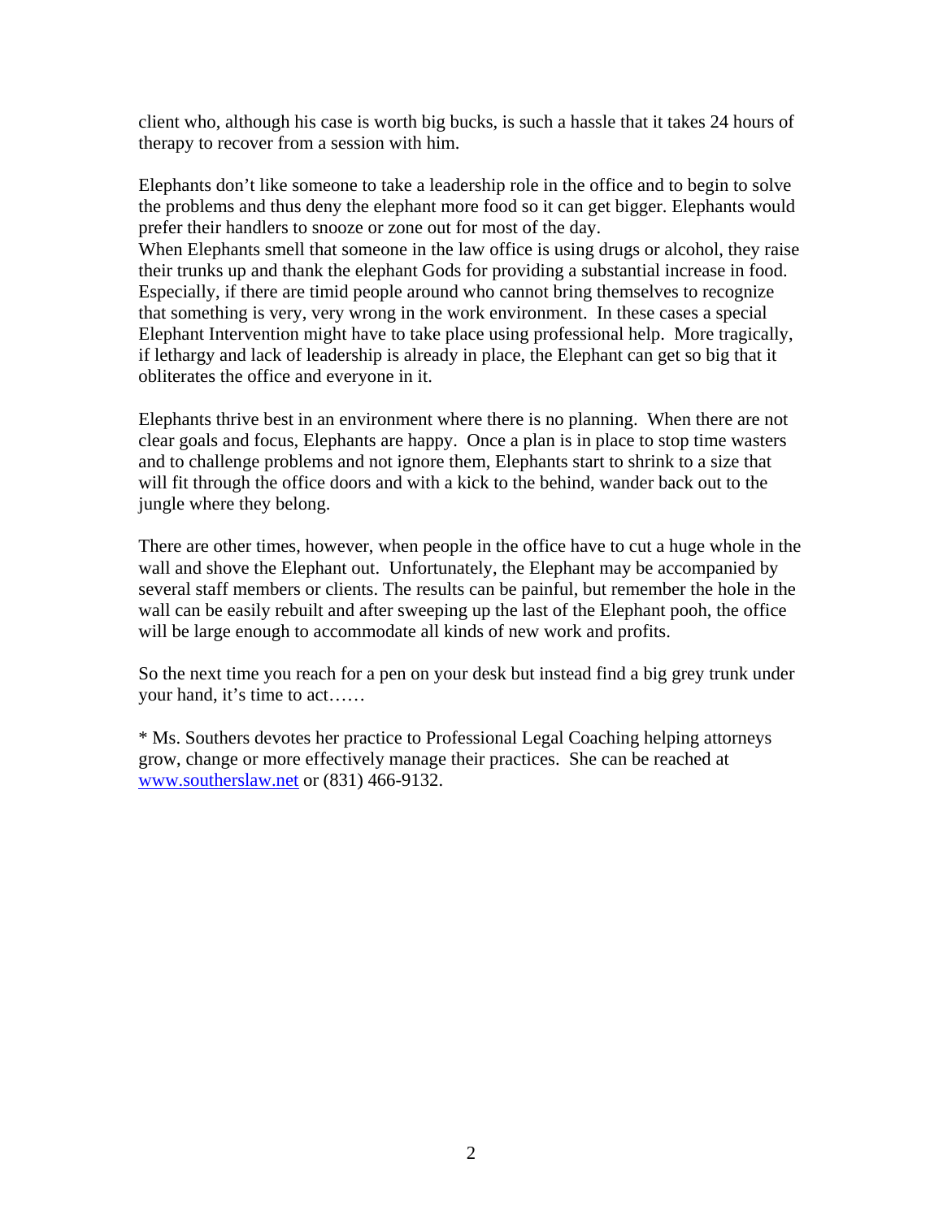client who, although his case is worth big bucks, is such a hassle that it takes 24 hours of therapy to recover from a session with him.

Elephants don't like someone to take a leadership role in the office and to begin to solve the problems and thus deny the elephant more food so it can get bigger. Elephants would prefer their handlers to snooze or zone out for most of the day.
When Elephants smell that someone in the law office is using drugs or alcohol, they raise their trunks up and thank the elephant Gods for providing a substantial increase in food. Especially, if there are timid people around who cannot bring themselves to recognize that something is very, very wrong in the work environment. In these cases a special Elephant Intervention might have to take place using professional help. More tragically, if lethargy and lack of leadership is already in place, the Elephant can get so big that it obliterates the office and everyone in it.

Elephants thrive best in an environment where there is no planning. When there are not clear goals and focus, Elephants are happy. Once a plan is in place to stop time wasters and to challenge problems and not ignore them, Elephants start to shrink to a size that will fit through the office doors and with a kick to the behind, wander back out to the jungle where they belong.

There are other times, however, when people in the office have to cut a huge whole in the wall and shove the Elephant out. Unfortunately, the Elephant may be accompanied by several staff members or clients. The results can be painful, but remember the hole in the wall can be easily rebuilt and after sweeping up the last of the Elephant pooh, the office will be large enough to accommodate all kinds of new work and profits.

So the next time you reach for a pen on your desk but instead find a big grey trunk under your hand, it's time to act……

\* Ms. Southers devotes her practice to Professional Legal Coaching helping attorneys grow, change or more effectively manage their practices. She can be reached at [www.southerslaw.net](http://www.southerslaw.net) or (831) 466-9132.